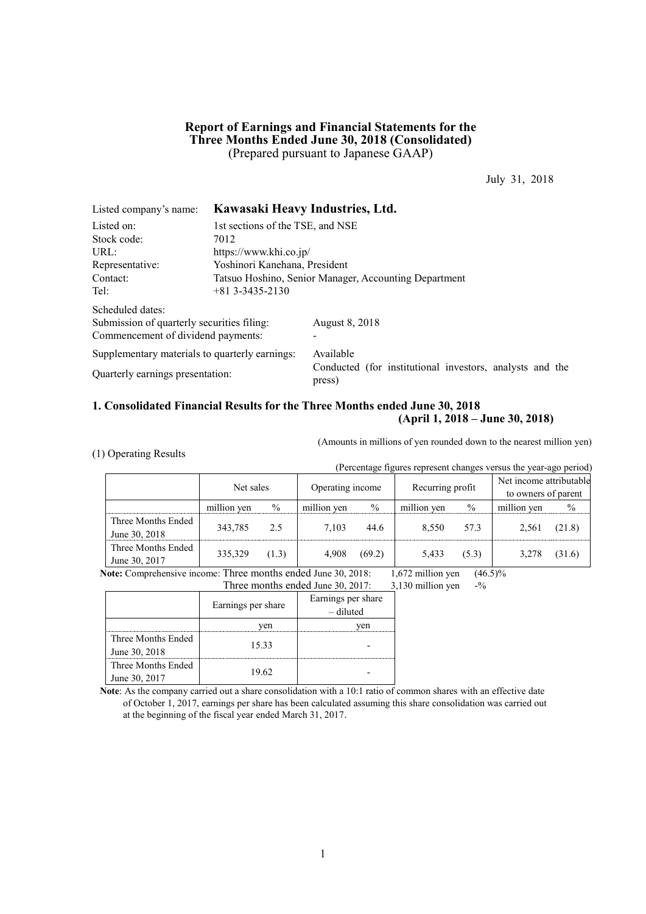# Report of Earnings and Financial Statements for the Three Months Ended June 30, 2018 (Consolidated)
(Prepared pursuant to Japanese GAAP)

July 31, 2018

Listed company's name: **Kawasaki Heavy Industries, Ltd.**

| | |
|---|---|
| Listed on: | 1st sections of the TSE, and NSE |
| Stock code: | 7012 |
| URL: | https://www.khi.co.jp/ |
| Representative: | Yoshinori Kanehana, President |
| Contact: | Tatsuo Hoshino, Senior Manager, Accounting Department |
| Tel: | +81 3-3435-2130 |

Scheduled dates:

| | |
|---|---|
| Submission of quarterly securities filing: | August 8, 2018 |
| Commencement of dividend payments: | - |
| Supplementary materials to quarterly earnings: | Available |
| Quarterly earnings presentation: | Conducted (for institutional investors, analysts and the press) |

## 1. Consolidated Financial Results for the Three Months ended June 30, 2018 (April 1, 2018 – June 30, 2018)

(Amounts in millions of yen rounded down to the nearest million yen)

(1) Operating Results

(Percentage figures represent changes versus the year-ago period)

| | Net sales | | Operating income | | Recurring profit | | Net income attributable to owners of parent | |
|---|---|---|---|---|---|---|---|---|
| | million yen | % | million yen | % | million yen | % | million yen | % |
| Three Months Ended June 30, 2018 | 343,785 | 2.5 | 7,103 | 44.6 | 8,550 | 57.3 | 2,561 | (21.8) |
| Three Months Ended June 30, 2017 | 335,329 | (1.3) | 4,908 | (69.2) | 5,433 | (5.3) | 3,278 | (31.6) |

**Note:** Comprehensive income: Three months ended June 30, 2018: 1,672 million yen (46.5)%
Three months ended June 30, 2017: 3,130 million yen -%

| | Earnings per share | Earnings per share – diluted |
|---|---|---|
| | yen | yen |
| Three Months Ended June 30, 2018 | 15.33 | - |
| Three Months Ended June 30, 2017 | 19.62 | - |

**Note**: As the company carried out a share consolidation with a 10:1 ratio of common shares with an effective date of October 1, 2017, earnings per share has been calculated assuming this share consolidation was carried out at the beginning of the fiscal year ended March 31, 2017.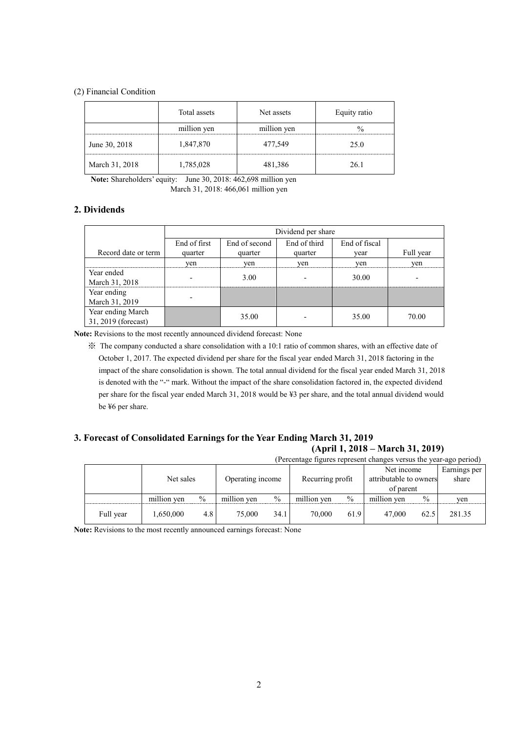(2) Financial Condition

| | Total assets | Net assets | Equity ratio |
|---|---|---|---|
| | million yen | million yen | % |
| June 30, 2018 | 1,847,870 | 477,549 | 25.0 |
| March 31, 2018 | 1,785,028 | 481,386 | 26.1 |

**Note:** Shareholders' equity: June 30, 2018: 462,698 million yen
March 31, 2018: 466,061 million yen

## 2. Dividends

| | Dividend per share | | | | |
|---|---|---|---|---|---|
| Record date or term | End of first quarter | End of second quarter | End of third quarter | End of fiscal year | Full year |
| | yen | yen | yen | yen | yen |
| Year ended March 31, 2018 | - | 3.00 | - | 30.00 | - |
| Year ending March 31, 2019 | - | | | | |
| Year ending March 31, 2019 (forecast) | | 35.00 | - | 35.00 | 70.00 |

**Note:** Revisions to the most recently announced dividend forecast: None

※ The company conducted a share consolidation with a 10:1 ratio of common shares, with an effective date of October 1, 2017. The expected dividend per share for the fiscal year ended March 31, 2018 factoring in the impact of the share consolidation is shown. The total annual dividend for the fiscal year ended March 31, 2018 is denoted with the "-" mark. Without the impact of the share consolidation factored in, the expected dividend per share for the fiscal year ended March 31, 2018 would be ¥3 per share, and the total annual dividend would be ¥6 per share.

## 3. Forecast of Consolidated Earnings for the Year Ending March 31, 2019 (April 1, 2018 – March 31, 2019)

(Percentage figures represent changes versus the year-ago period)

| | Net sales | | Operating income | | Recurring profit | | Net income attributable to owners of parent | | Earnings per share |
|---|---|---|---|---|---|---|---|---|---|
| | million yen | % | million yen | % | million yen | % | million yen | % | yen |
| Full year | 1,650,000 | 4.8 | 75,000 | 34.1 | 70,000 | 61.9 | 47,000 | 62.5 | 281.35 |

**Note:** Revisions to the most recently announced earnings forecast: None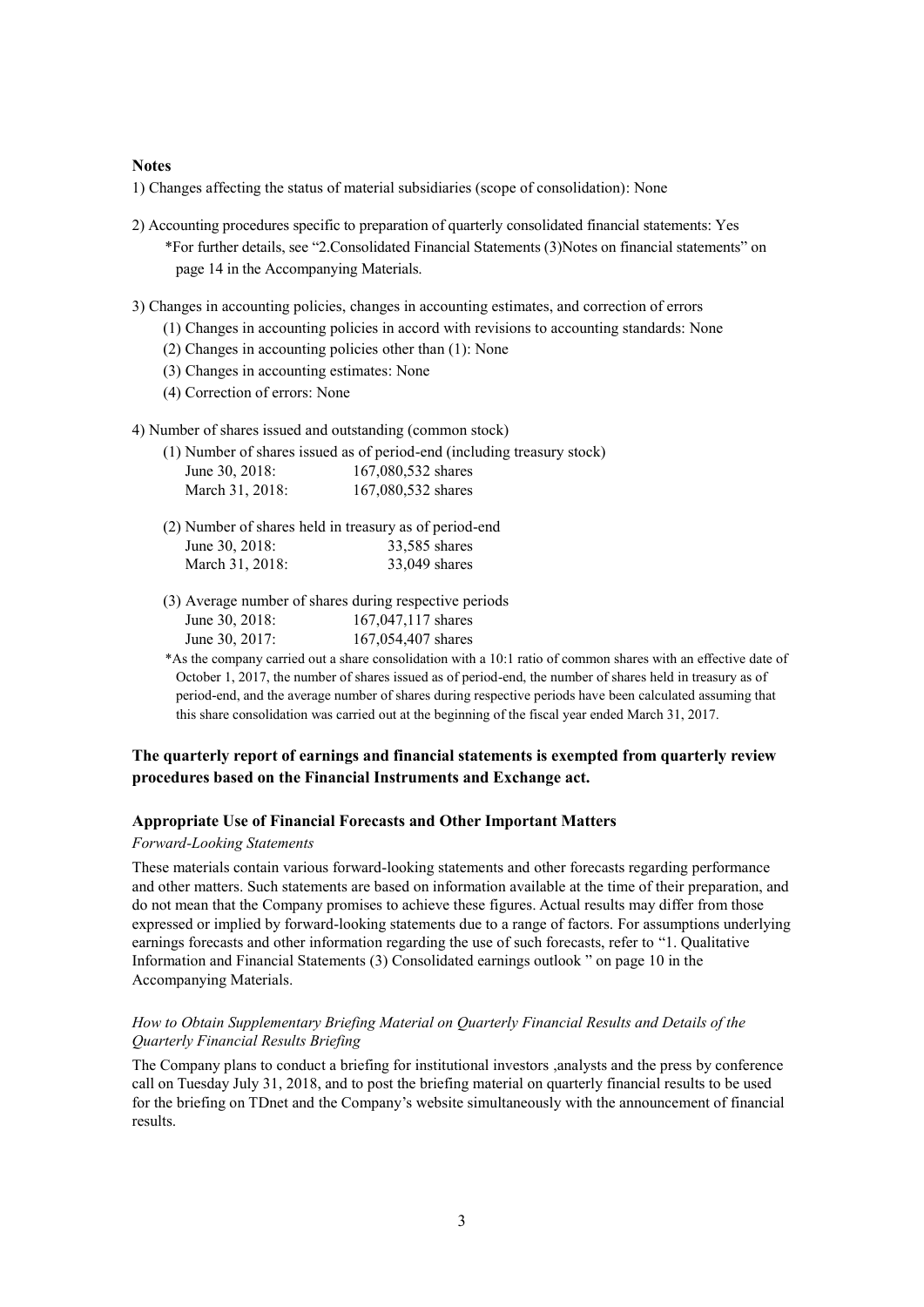**Notes**

1) Changes affecting the status of material subsidiaries (scope of consolidation): None

2) Accounting procedures specific to preparation of quarterly consolidated financial statements: Yes
 *For further details, see "2.Consolidated Financial Statements (3)Notes on financial statements" on page 14 in the Accompanying Materials.

3) Changes in accounting policies, changes in accounting estimates, and correction of errors
 (1) Changes in accounting policies in accord with revisions to accounting standards: None
 (2) Changes in accounting policies other than (1): None
 (3) Changes in accounting estimates: None
 (4) Correction of errors: None

4) Number of shares issued and outstanding (common stock)
 (1) Number of shares issued as of period-end (including treasury stock)
 June 30, 2018: 167,080,532 shares
 March 31, 2018: 167,080,532 shares

 (2) Number of shares held in treasury as of period-end
 June 30, 2018: 33,585 shares
 March 31, 2018: 33,049 shares

 (3) Average number of shares during respective periods
 June 30, 2018: 167,047,117 shares
 June 30, 2017: 167,054,407 shares

 *As the company carried out a share consolidation with a 10:1 ratio of common shares with an effective date of October 1, 2017, the number of shares issued as of period-end, the number of shares held in treasury as of period-end, and the average number of shares during respective periods have been calculated assuming that this share consolidation was carried out at the beginning of the fiscal year ended March 31, 2017.

**The quarterly report of earnings and financial statements is exempted from quarterly review procedures based on the Financial Instruments and Exchange act.**

**Appropriate Use of Financial Forecasts and Other Important Matters**

*Forward-Looking Statements*

These materials contain various forward-looking statements and other forecasts regarding performance and other matters. Such statements are based on information available at the time of their preparation, and do not mean that the Company promises to achieve these figures. Actual results may differ from those expressed or implied by forward-looking statements due to a range of factors. For assumptions underlying earnings forecasts and other information regarding the use of such forecasts, refer to "1. Qualitative Information and Financial Statements (3) Consolidated earnings outlook " on page 10 in the Accompanying Materials.

*How to Obtain Supplementary Briefing Material on Quarterly Financial Results and Details of the Quarterly Financial Results Briefing*

The Company plans to conduct a briefing for institutional investors ,analysts and the press by conference call on Tuesday July 31, 2018, and to post the briefing material on quarterly financial results to be used for the briefing on TDnet and the Company's website simultaneously with the announcement of financial results.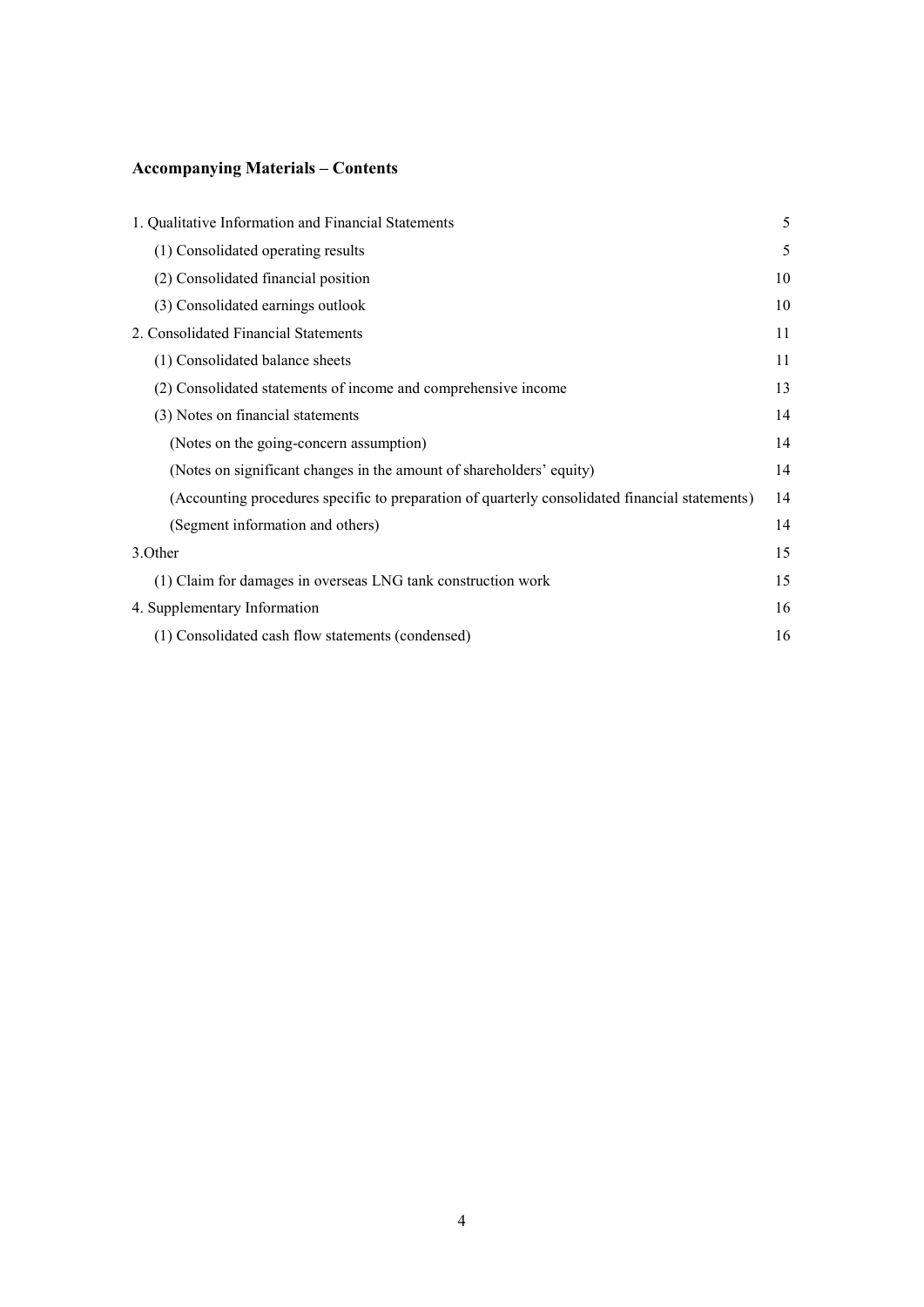## Accompanying Materials – Contents

| | |
|---|---|
| 1. Qualitative Information and Financial Statements | 5 |
| (1) Consolidated operating results | 5 |
| (2) Consolidated financial position | 10 |
| (3) Consolidated earnings outlook | 10 |
| 2. Consolidated Financial Statements | 11 |
| (1) Consolidated balance sheets | 11 |
| (2) Consolidated statements of income and comprehensive income | 13 |
| (3) Notes on financial statements | 14 |
| (Notes on the going-concern assumption) | 14 |
| (Notes on significant changes in the amount of shareholders' equity) | 14 |
| (Accounting procedures specific to preparation of quarterly consolidated financial statements) | 14 |
| (Segment information and others) | 14 |
| 3.Other | 15 |
| (1) Claim for damages in overseas LNG tank construction work | 15 |
| 4. Supplementary Information | 16 |
| (1) Consolidated cash flow statements (condensed) | 16 |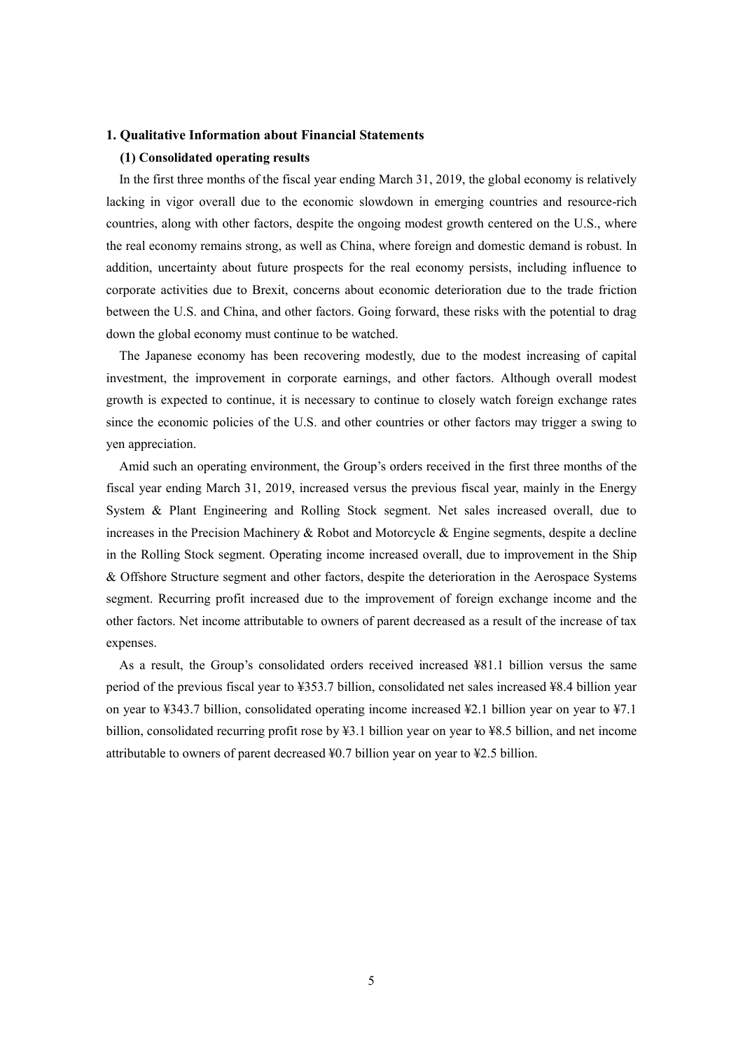## 1. Qualitative Information about Financial Statements

### (1) Consolidated operating results

In the first three months of the fiscal year ending March 31, 2019, the global economy is relatively lacking in vigor overall due to the economic slowdown in emerging countries and resource-rich countries, along with other factors, despite the ongoing modest growth centered on the U.S., where the real economy remains strong, as well as China, where foreign and domestic demand is robust. In addition, uncertainty about future prospects for the real economy persists, including influence to corporate activities due to Brexit, concerns about economic deterioration due to the trade friction between the U.S. and China, and other factors. Going forward, these risks with the potential to drag down the global economy must continue to be watched.

The Japanese economy has been recovering modestly, due to the modest increasing of capital investment, the improvement in corporate earnings, and other factors. Although overall modest growth is expected to continue, it is necessary to continue to closely watch foreign exchange rates since the economic policies of the U.S. and other countries or other factors may trigger a swing to yen appreciation.

Amid such an operating environment, the Group's orders received in the first three months of the fiscal year ending March 31, 2019, increased versus the previous fiscal year, mainly in the Energy System & Plant Engineering and Rolling Stock segment. Net sales increased overall, due to increases in the Precision Machinery & Robot and Motorcycle & Engine segments, despite a decline in the Rolling Stock segment. Operating income increased overall, due to improvement in the Ship & Offshore Structure segment and other factors, despite the deterioration in the Aerospace Systems segment. Recurring profit increased due to the improvement of foreign exchange income and the other factors. Net income attributable to owners of parent decreased as a result of the increase of tax expenses.

As a result, the Group's consolidated orders received increased ¥81.1 billion versus the same period of the previous fiscal year to ¥353.7 billion, consolidated net sales increased ¥8.4 billion year on year to ¥343.7 billion, consolidated operating income increased ¥2.1 billion year on year to ¥7.1 billion, consolidated recurring profit rose by ¥3.1 billion year on year to ¥8.5 billion, and net income attributable to owners of parent decreased ¥0.7 billion year on year to ¥2.5 billion.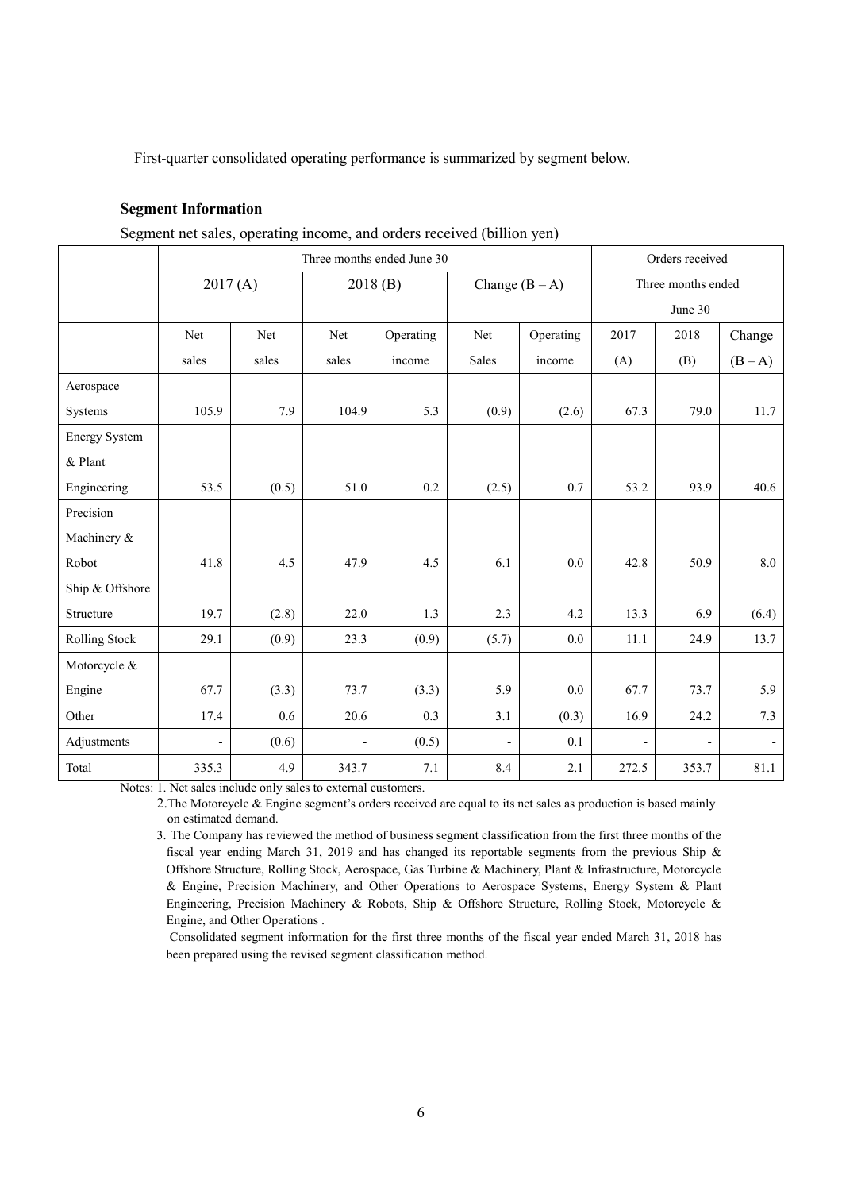First-quarter consolidated operating performance is summarized by segment below.

**Segment Information**

Segment net sales, operating income, and orders received (billion yen)

| | Three months ended June 30 | | | | | | Orders received | | |
|---|---|---|---|---|---|---|---|---|---|
| | 2017 (A) | | 2018 (B) | | Change (B – A) | | Three months ended June 30 | | |
| | Net sales | Net sales | Net sales | Operating income | Net Sales | Operating income | 2017 (A) | 2018 (B) | Change (B – A) |
| Aerospace Systems | 105.9 | 7.9 | 104.9 | 5.3 | (0.9) | (2.6) | 67.3 | 79.0 | 11.7 |
| Energy System & Plant Engineering | 53.5 | (0.5) | 51.0 | 0.2 | (2.5) | 0.7 | 53.2 | 93.9 | 40.6 |
| Precision Machinery & Robot | 41.8 | 4.5 | 47.9 | 4.5 | 6.1 | 0.0 | 42.8 | 50.9 | 8.0 |
| Ship & Offshore Structure | 19.7 | (2.8) | 22.0 | 1.3 | 2.3 | 4.2 | 13.3 | 6.9 | (6.4) |
| Rolling Stock | 29.1 | (0.9) | 23.3 | (0.9) | (5.7) | 0.0 | 11.1 | 24.9 | 13.7 |
| Motorcycle & Engine | 67.7 | (3.3) | 73.7 | (3.3) | 5.9 | 0.0 | 67.7 | 73.7 | 5.9 |
| Other | 17.4 | 0.6 | 20.6 | 0.3 | 3.1 | (0.3) | 16.9 | 24.2 | 7.3 |
| Adjustments | - | (0.6) | - | (0.5) | - | 0.1 | - | - | - |
| Total | 335.3 | 4.9 | 343.7 | 7.1 | 8.4 | 2.1 | 272.5 | 353.7 | 81.1 |

Notes: 1. Net sales include only sales to external customers.

2. The Motorcycle & Engine segment's orders received are equal to its net sales as production is based mainly on estimated demand.

3. The Company has reviewed the method of business segment classification from the first three months of the fiscal year ending March 31, 2019 and has changed its reportable segments from the previous Ship & Offshore Structure, Rolling Stock, Aerospace, Gas Turbine & Machinery, Plant & Infrastructure, Motorcycle & Engine, Precision Machinery, and Other Operations to Aerospace Systems, Energy System & Plant Engineering, Precision Machinery & Robots, Ship & Offshore Structure, Rolling Stock, Motorcycle & Engine, and Other Operations .

Consolidated segment information for the first three months of the fiscal year ended March 31, 2018 has been prepared using the revised segment classification method.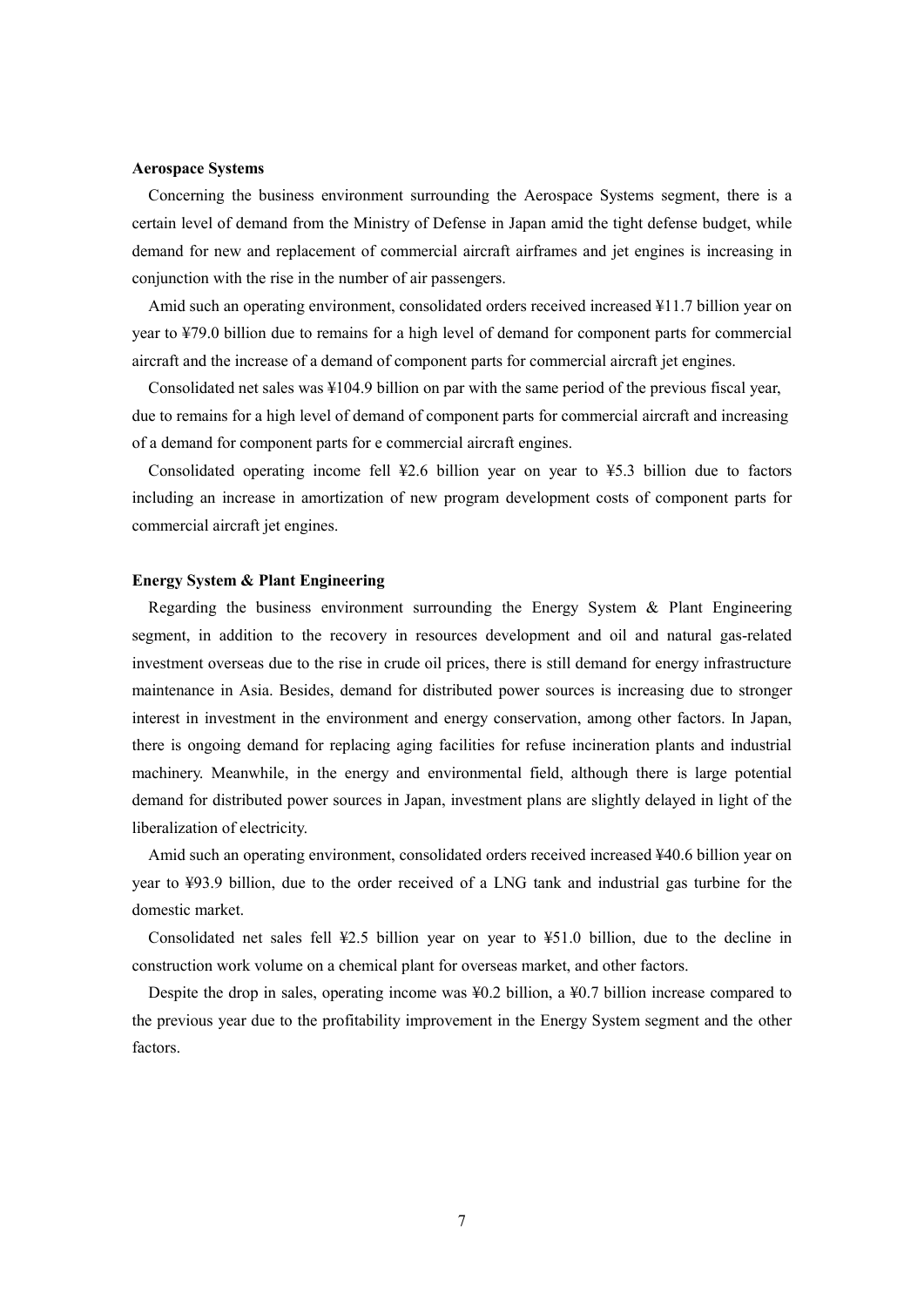**Aerospace Systems**

Concerning the business environment surrounding the Aerospace Systems segment, there is a certain level of demand from the Ministry of Defense in Japan amid the tight defense budget, while demand for new and replacement of commercial aircraft airframes and jet engines is increasing in conjunction with the rise in the number of air passengers.

Amid such an operating environment, consolidated orders received increased ¥11.7 billion year on year to ¥79.0 billion due to remains for a high level of demand for component parts for commercial aircraft and the increase of a demand of component parts for commercial aircraft jet engines.

Consolidated net sales was ¥104.9 billion on par with the same period of the previous fiscal year, due to remains for a high level of demand of component parts for commercial aircraft and increasing of a demand for component parts for e commercial aircraft engines.

Consolidated operating income fell ¥2.6 billion year on year to ¥5.3 billion due to factors including an increase in amortization of new program development costs of component parts for commercial aircraft jet engines.

**Energy System & Plant Engineering**

Regarding the business environment surrounding the Energy System & Plant Engineering segment, in addition to the recovery in resources development and oil and natural gas-related investment overseas due to the rise in crude oil prices, there is still demand for energy infrastructure maintenance in Asia. Besides, demand for distributed power sources is increasing due to stronger interest in investment in the environment and energy conservation, among other factors. In Japan, there is ongoing demand for replacing aging facilities for refuse incineration plants and industrial machinery. Meanwhile, in the energy and environmental field, although there is large potential demand for distributed power sources in Japan, investment plans are slightly delayed in light of the liberalization of electricity.

Amid such an operating environment, consolidated orders received increased ¥40.6 billion year on year to ¥93.9 billion, due to the order received of a LNG tank and industrial gas turbine for the domestic market.

Consolidated net sales fell ¥2.5 billion year on year to ¥51.0 billion, due to the decline in construction work volume on a chemical plant for overseas market, and other factors.

Despite the drop in sales, operating income was ¥0.2 billion, a ¥0.7 billion increase compared to the previous year due to the profitability improvement in the Energy System segment and the other factors.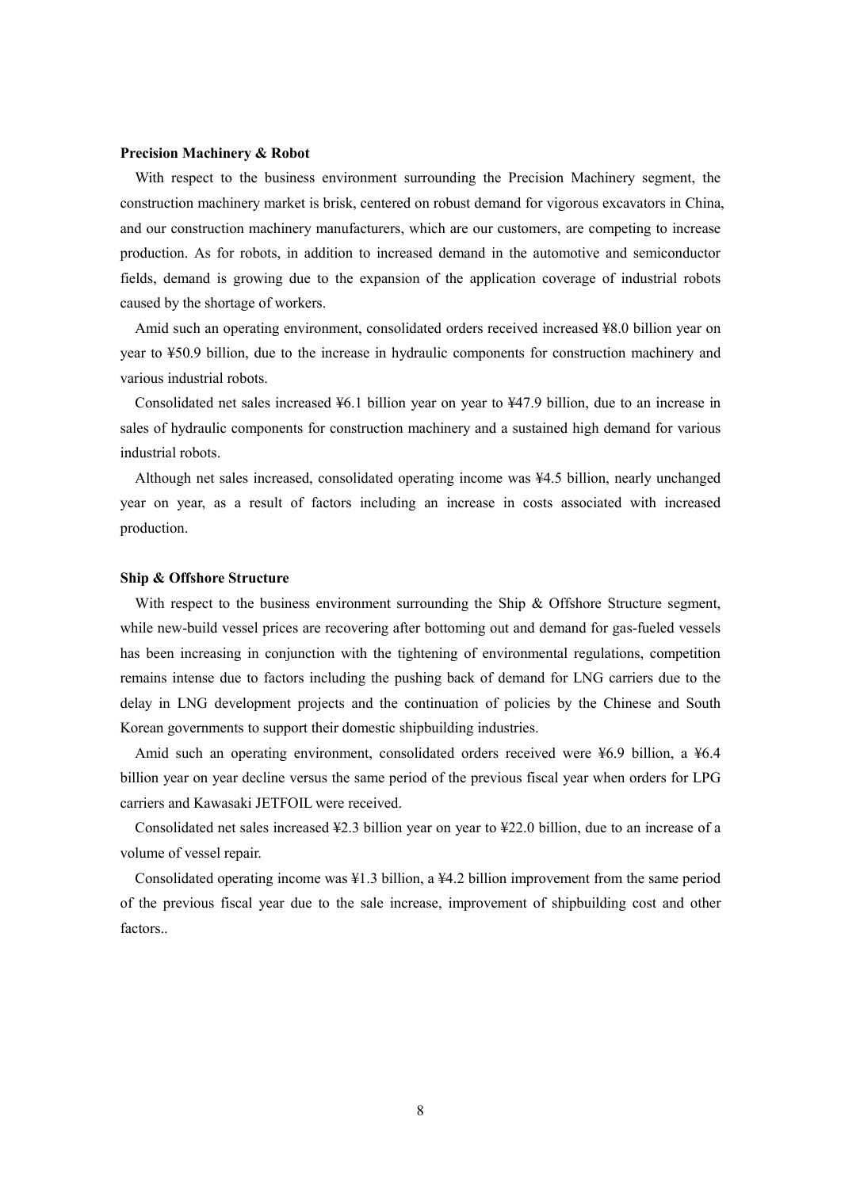**Precision Machinery & Robot**

With respect to the business environment surrounding the Precision Machinery segment, the construction machinery market is brisk, centered on robust demand for vigorous excavators in China, and our construction machinery manufacturers, which are our customers, are competing to increase production. As for robots, in addition to increased demand in the automotive and semiconductor fields, demand is growing due to the expansion of the application coverage of industrial robots caused by the shortage of workers.

Amid such an operating environment, consolidated orders received increased ¥8.0 billion year on year to ¥50.9 billion, due to the increase in hydraulic components for construction machinery and various industrial robots.

Consolidated net sales increased ¥6.1 billion year on year to ¥47.9 billion, due to an increase in sales of hydraulic components for construction machinery and a sustained high demand for various industrial robots.

Although net sales increased, consolidated operating income was ¥4.5 billion, nearly unchanged year on year, as a result of factors including an increase in costs associated with increased production.

**Ship & Offshore Structure**

With respect to the business environment surrounding the Ship & Offshore Structure segment, while new-build vessel prices are recovering after bottoming out and demand for gas-fueled vessels has been increasing in conjunction with the tightening of environmental regulations, competition remains intense due to factors including the pushing back of demand for LNG carriers due to the delay in LNG development projects and the continuation of policies by the Chinese and South Korean governments to support their domestic shipbuilding industries.

Amid such an operating environment, consolidated orders received were ¥6.9 billion, a ¥6.4 billion year on year decline versus the same period of the previous fiscal year when orders for LPG carriers and Kawasaki JETFOIL were received.

Consolidated net sales increased ¥2.3 billion year on year to ¥22.0 billion, due to an increase of a volume of vessel repair.

Consolidated operating income was ¥1.3 billion, a ¥4.2 billion improvement from the same period of the previous fiscal year due to the sale increase, improvement of shipbuilding cost and other factors..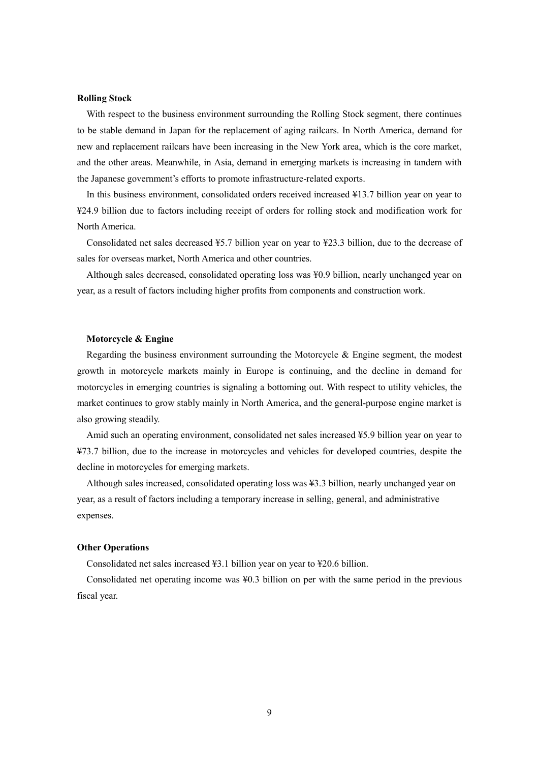**Rolling Stock**

With respect to the business environment surrounding the Rolling Stock segment, there continues to be stable demand in Japan for the replacement of aging railcars. In North America, demand for new and replacement railcars have been increasing in the New York area, which is the core market, and the other areas. Meanwhile, in Asia, demand in emerging markets is increasing in tandem with the Japanese government's efforts to promote infrastructure-related exports.

In this business environment, consolidated orders received increased ¥13.7 billion year on year to ¥24.9 billion due to factors including receipt of orders for rolling stock and modification work for North America.

Consolidated net sales decreased ¥5.7 billion year on year to ¥23.3 billion, due to the decrease of sales for overseas market, North America and other countries.

Although sales decreased, consolidated operating loss was ¥0.9 billion, nearly unchanged year on year, as a result of factors including higher profits from components and construction work.

**Motorcycle & Engine**

Regarding the business environment surrounding the Motorcycle & Engine segment, the modest growth in motorcycle markets mainly in Europe is continuing, and the decline in demand for motorcycles in emerging countries is signaling a bottoming out. With respect to utility vehicles, the market continues to grow stably mainly in North America, and the general-purpose engine market is also growing steadily.

Amid such an operating environment, consolidated net sales increased ¥5.9 billion year on year to ¥73.7 billion, due to the increase in motorcycles and vehicles for developed countries, despite the decline in motorcycles for emerging markets.

Although sales increased, consolidated operating loss was ¥3.3 billion, nearly unchanged year on year, as a result of factors including a temporary increase in selling, general, and administrative expenses.

**Other Operations**

Consolidated net sales increased ¥3.1 billion year on year to ¥20.6 billion.

Consolidated net operating income was ¥0.3 billion on per with the same period in the previous fiscal year.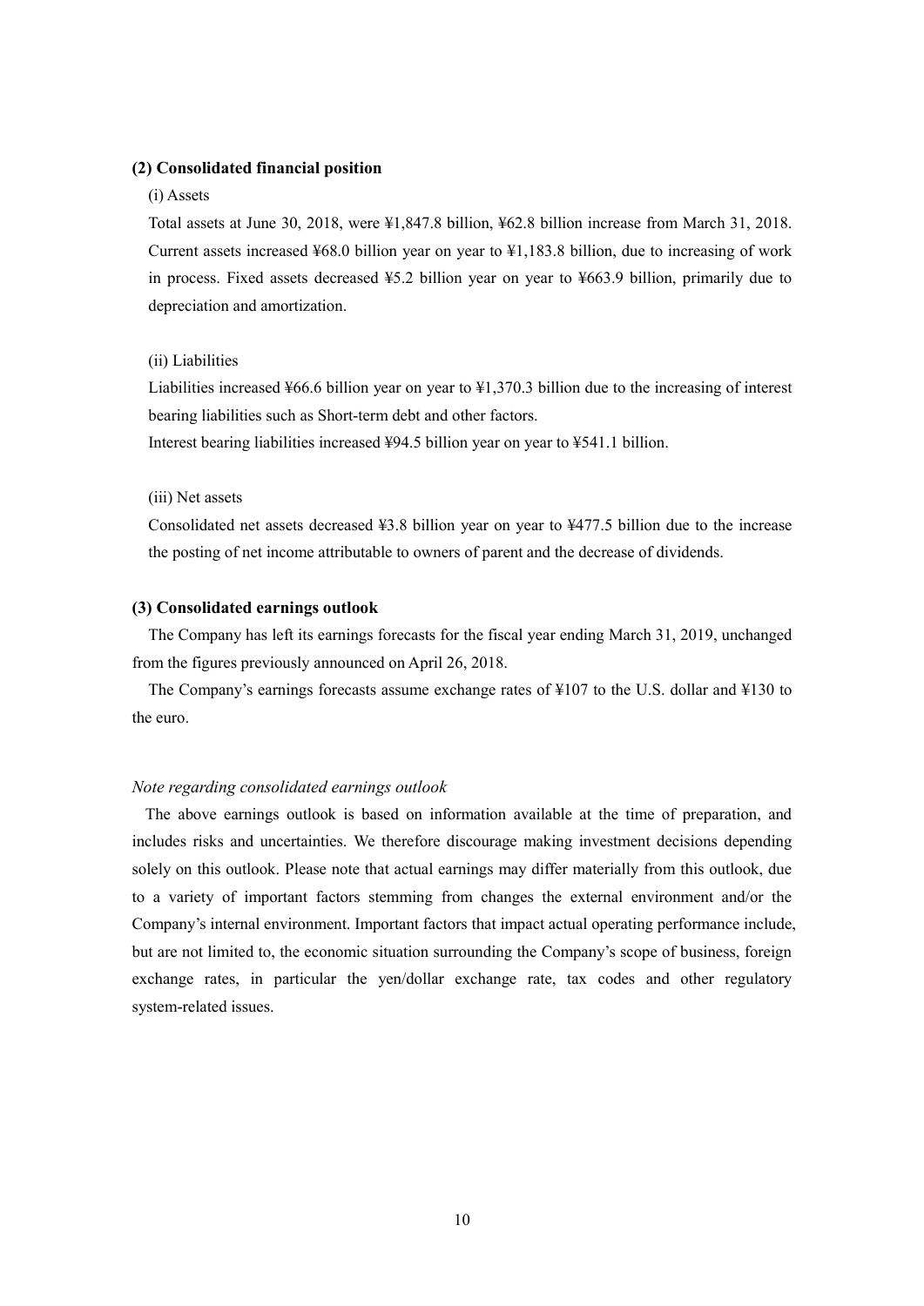### (2) Consolidated financial position

(i) Assets

Total assets at June 30, 2018, were ¥1,847.8 billion, ¥62.8 billion increase from March 31, 2018. Current assets increased ¥68.0 billion year on year to ¥1,183.8 billion, due to increasing of work in process. Fixed assets decreased ¥5.2 billion year on year to ¥663.9 billion, primarily due to depreciation and amortization.

(ii) Liabilities

Liabilities increased ¥66.6 billion year on year to ¥1,370.3 billion due to the increasing of interest bearing liabilities such as Short-term debt and other factors.

Interest bearing liabilities increased ¥94.5 billion year on year to ¥541.1 billion.

(iii) Net assets

Consolidated net assets decreased ¥3.8 billion year on year to ¥477.5 billion due to the increase the posting of net income attributable to owners of parent and the decrease of dividends.

### (3) Consolidated earnings outlook

The Company has left its earnings forecasts for the fiscal year ending March 31, 2019, unchanged from the figures previously announced on April 26, 2018.

The Company's earnings forecasts assume exchange rates of ¥107 to the U.S. dollar and ¥130 to the euro.

*Note regarding consolidated earnings outlook*

The above earnings outlook is based on information available at the time of preparation, and includes risks and uncertainties. We therefore discourage making investment decisions depending solely on this outlook. Please note that actual earnings may differ materially from this outlook, due to a variety of important factors stemming from changes the external environment and/or the Company's internal environment. Important factors that impact actual operating performance include, but are not limited to, the economic situation surrounding the Company's scope of business, foreign exchange rates, in particular the yen/dollar exchange rate, tax codes and other regulatory system-related issues.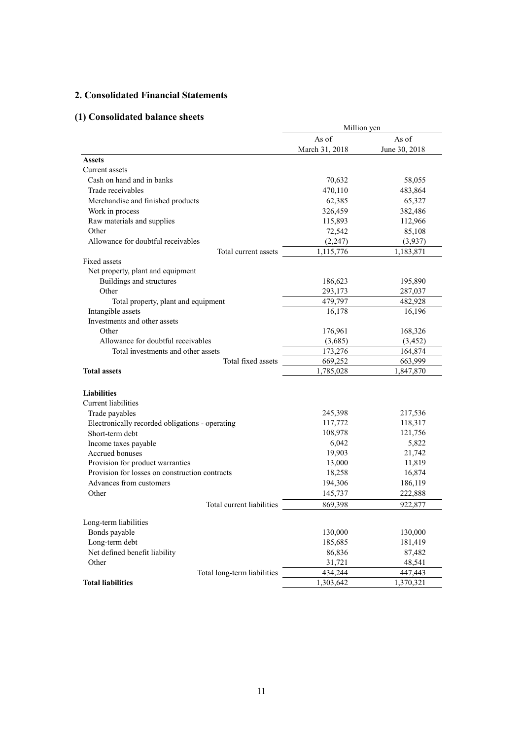## 2. Consolidated Financial Statements

### (1) Consolidated balance sheets

| | Million yen | |
|---|---|---|
| | As of March 31, 2018 | As of June 30, 2018 |
| **Assets** | | |
| Current assets | | |
| Cash on hand and in banks | 70,632 | 58,055 |
| Trade receivables | 470,110 | 483,864 |
| Merchandise and finished products | 62,385 | 65,327 |
| Work in process | 326,459 | 382,486 |
| Raw materials and supplies | 115,893 | 112,966 |
| Other | 72,542 | 85,108 |
| Allowance for doubtful receivables | (2,247) | (3,937) |
| Total current assets | 1,115,776 | 1,183,871 |
| Fixed assets | | |
| Net property, plant and equipment | | |
| Buildings and structures | 186,623 | 195,890 |
| Other | 293,173 | 287,037 |
| Total property, plant and equipment | 479,797 | 482,928 |
| Intangible assets | 16,178 | 16,196 |
| Investments and other assets | | |
| Other | 176,961 | 168,326 |
| Allowance for doubtful receivables | (3,685) | (3,452) |
| Total investments and other assets | 173,276 | 164,874 |
| Total fixed assets | 669,252 | 663,999 |
| **Total assets** | 1,785,028 | 1,847,870 |
| | | |
| **Liabilities** | | |
| Current liabilities | | |
| Trade payables | 245,398 | 217,536 |
| Electronically recorded obligations - operating | 117,772 | 118,317 |
| Short-term debt | 108,978 | 121,756 |
| Income taxes payable | 6,042 | 5,822 |
| Accrued bonuses | 19,903 | 21,742 |
| Provision for product warranties | 13,000 | 11,819 |
| Provision for losses on construction contracts | 18,258 | 16,874 |
| Advances from customers | 194,306 | 186,119 |
| Other | 145,737 | 222,888 |
| Total current liabilities | 869,398 | 922,877 |
| | | |
| Long-term liabilities | | |
| Bonds payable | 130,000 | 130,000 |
| Long-term debt | 185,685 | 181,419 |
| Net defined benefit liability | 86,836 | 87,482 |
| Other | 31,721 | 48,541 |
| Total long-term liabilities | 434,244 | 447,443 |
| **Total liabilities** | 1,303,642 | 1,370,321 |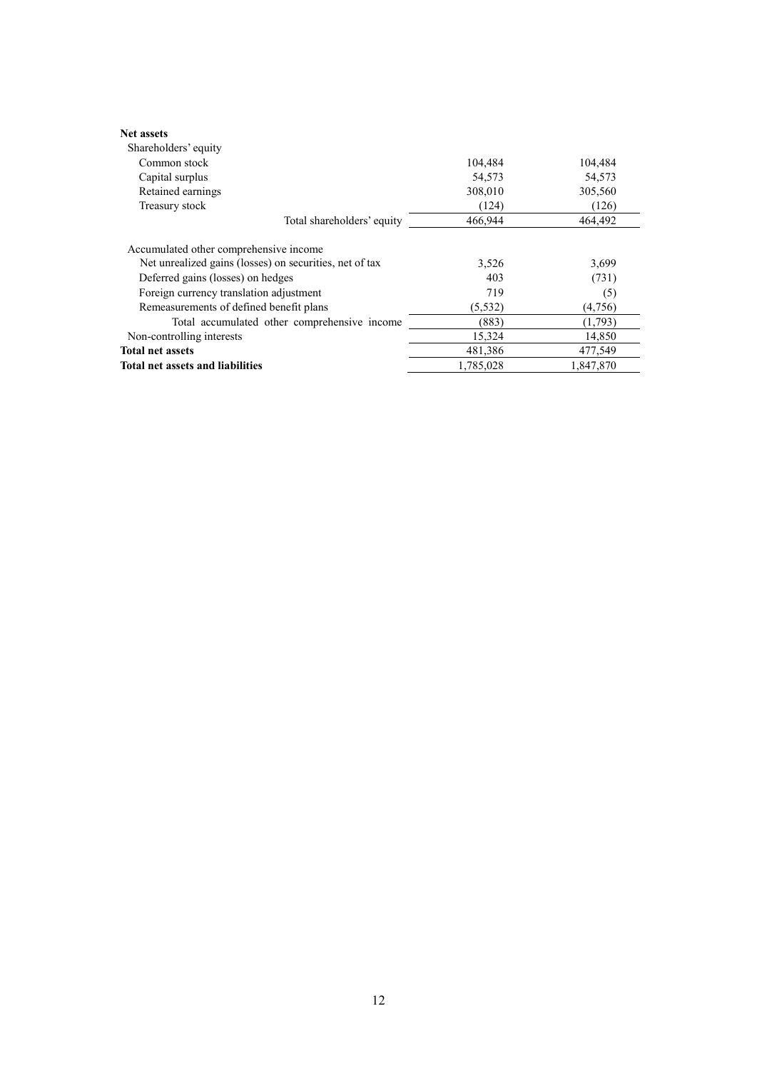| | | |
|---|---|---|
| **Net assets** | | |
| Shareholders' equity | | |
| Common stock | 104,484 | 104,484 |
| Capital surplus | 54,573 | 54,573 |
| Retained earnings | 308,010 | 305,560 |
| Treasury stock | (124) | (126) |
| Total shareholders' equity | 466,944 | 464,492 |
| Accumulated other comprehensive income | | |
| Net unrealized gains (losses) on securities, net of tax | 3,526 | 3,699 |
| Deferred gains (losses) on hedges | 403 | (731) |
| Foreign currency translation adjustment | 719 | (5) |
| Remeasurements of defined benefit plans | (5,532) | (4,756) |
| Total accumulated other comprehensive income | (883) | (1,793) |
| Non-controlling interests | 15,324 | 14,850 |
| **Total net assets** | 481,386 | 477,549 |
| **Total net assets and liabilities** | 1,785,028 | 1,847,870 |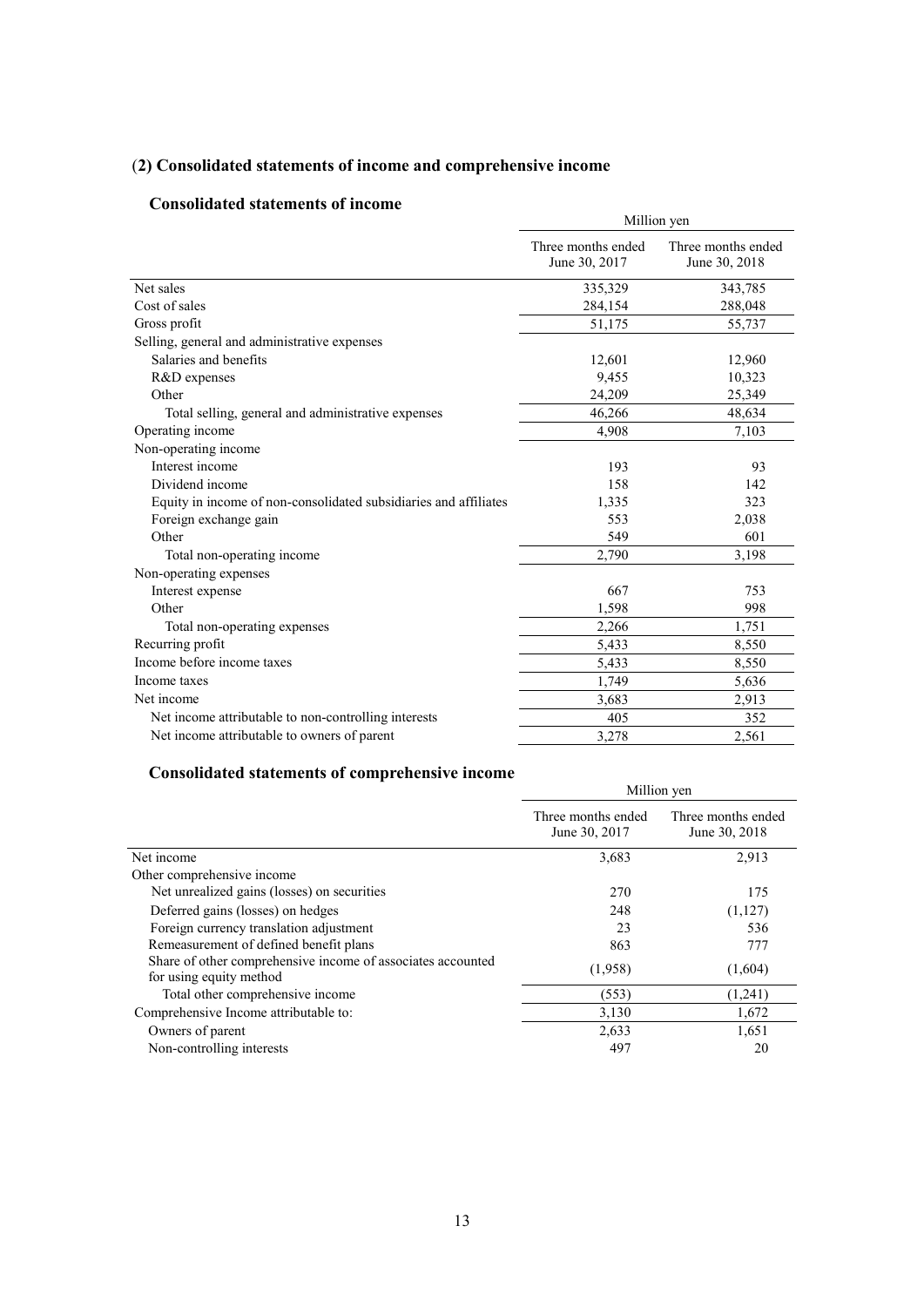## (2) Consolidated statements of income and comprehensive income

### Consolidated statements of income

| | Million yen | |
|---|---|---|
| | Three months ended June 30, 2017 | Three months ended June 30, 2018 |
| Net sales | 335,329 | 343,785 |
| Cost of sales | 284,154 | 288,048 |
| Gross profit | 51,175 | 55,737 |
| Selling, general and administrative expenses | | |
| Salaries and benefits | 12,601 | 12,960 |
| R&D expenses | 9,455 | 10,323 |
| Other | 24,209 | 25,349 |
| Total selling, general and administrative expenses | 46,266 | 48,634 |
| Operating income | 4,908 | 7,103 |
| Non-operating income | | |
| Interest income | 193 | 93 |
| Dividend income | 158 | 142 |
| Equity in income of non-consolidated subsidiaries and affiliates | 1,335 | 323 |
| Foreign exchange gain | 553 | 2,038 |
| Other | 549 | 601 |
| Total non-operating income | 2,790 | 3,198 |
| Non-operating expenses | | |
| Interest expense | 667 | 753 |
| Other | 1,598 | 998 |
| Total non-operating expenses | 2,266 | 1,751 |
| Recurring profit | 5,433 | 8,550 |
| Income before income taxes | 5,433 | 8,550 |
| Income taxes | 1,749 | 5,636 |
| Net income | 3,683 | 2,913 |
| Net income attributable to non-controlling interests | 405 | 352 |
| Net income attributable to owners of parent | 3,278 | 2,561 |

### Consolidated statements of comprehensive income

| | Million yen | |
|---|---|---|
| | Three months ended June 30, 2017 | Three months ended June 30, 2018 |
| Net income | 3,683 | 2,913 |
| Other comprehensive income | | |
| Net unrealized gains (losses) on securities | 270 | 175 |
| Deferred gains (losses) on hedges | 248 | (1,127) |
| Foreign currency translation adjustment | 23 | 536 |
| Remeasurement of defined benefit plans | 863 | 777 |
| Share of other comprehensive income of associates accounted for using equity method | (1,958) | (1,604) |
| Total other comprehensive income | (553) | (1,241) |
| Comprehensive Income attributable to: | 3,130 | 1,672 |
| Owners of parent | 2,633 | 1,651 |
| Non-controlling interests | 497 | 20 |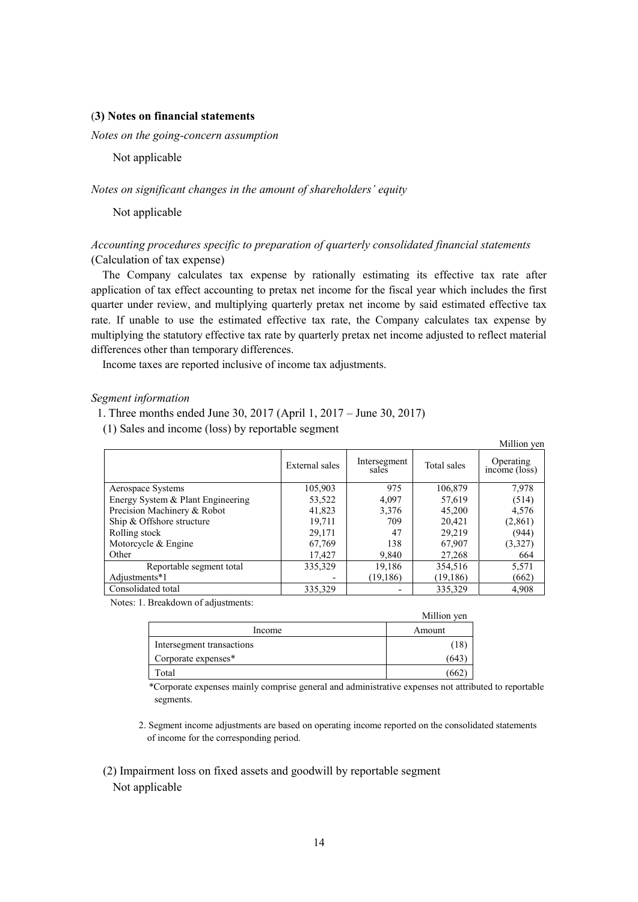### (3) Notes on financial statements

*Notes on the going-concern assumption*

Not applicable

*Notes on significant changes in the amount of shareholders' equity*

Not applicable

*Accounting procedures specific to preparation of quarterly consolidated financial statements*
(Calculation of tax expense)

The Company calculates tax expense by rationally estimating its effective tax rate after application of tax effect accounting to pretax net income for the fiscal year which includes the first quarter under review, and multiplying quarterly pretax net income by said estimated effective tax rate. If unable to use the estimated effective tax rate, the Company calculates tax expense by multiplying the statutory effective tax rate by quarterly pretax net income adjusted to reflect material differences other than temporary differences.

Income taxes are reported inclusive of income tax adjustments.

*Segment information*

1. Three months ended June 30, 2017 (April 1, 2017 – June 30, 2017)

(1) Sales and income (loss) by reportable segment

Million yen

| | External sales | Intersegment sales | Total sales | Operating income (loss) |
|---|---|---|---|---|
| Aerospace Systems | 105,903 | 975 | 106,879 | 7,978 |
| Energy System & Plant Engineering | 53,522 | 4,097 | 57,619 | (514) |
| Precision Machinery & Robot | 41,823 | 3,376 | 45,200 | 4,576 |
| Ship & Offshore structure | 19,711 | 709 | 20,421 | (2,861) |
| Rolling stock | 29,171 | 47 | 29,219 | (944) |
| Motorcycle & Engine | 67,769 | 138 | 67,907 | (3,327) |
| Other | 17,427 | 9,840 | 27,268 | 664 |
| Reportable segment total | 335,329 | 19,186 | 354,516 | 5,571 |
| Adjustments*1 | - | (19,186) | (19,186) | (662) |
| Consolidated total | 335,329 | - | 335,329 | 4,908 |

Notes: 1. Breakdown of adjustments:

Million yen

| Income | Amount |
|---|---|
| Intersegment transactions | (18) |
| Corporate expenses* | (643) |
| Total | (662) |

*Corporate expenses mainly comprise general and administrative expenses not attributed to reportable segments.

2. Segment income adjustments are based on operating income reported on the consolidated statements of income for the corresponding period.

(2) Impairment loss on fixed assets and goodwill by reportable segment

Not applicable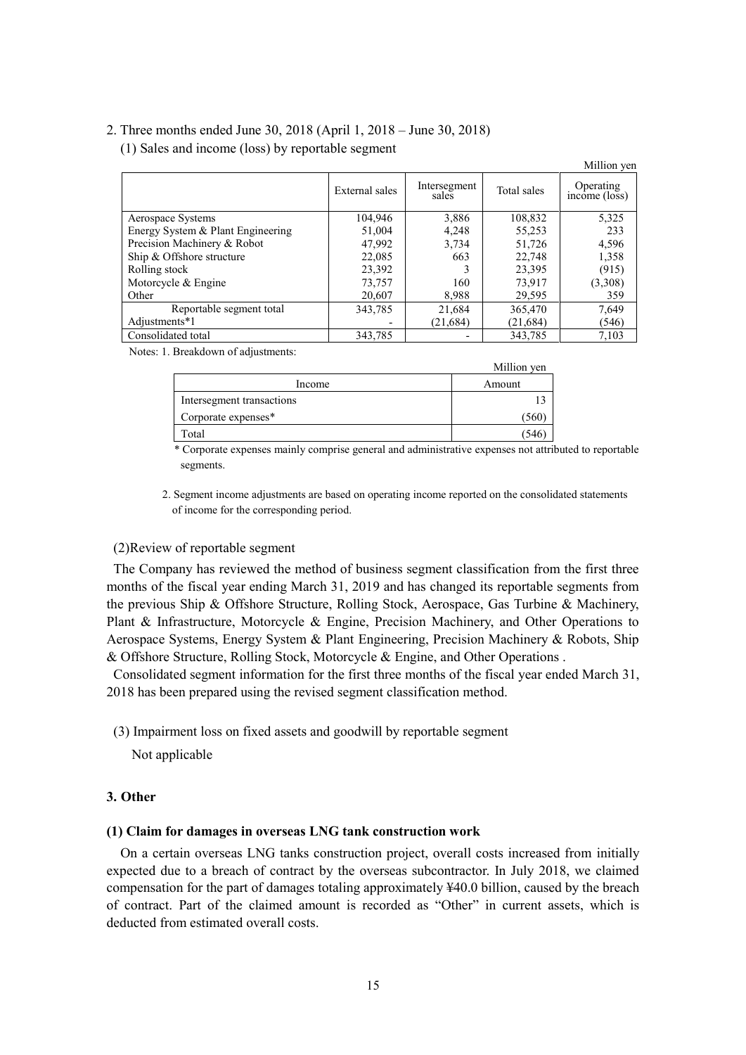2. Three months ended June 30, 2018 (April 1, 2018 – June 30, 2018)

(1) Sales and income (loss) by reportable segment

Million yen

| | External sales | Intersegment sales | Total sales | Operating income (loss) |
|---|---|---|---|---|
| Aerospace Systems | 104,946 | 3,886 | 108,832 | 5,325 |
| Energy System & Plant Engineering | 51,004 | 4,248 | 55,253 | 233 |
| Precision Machinery & Robot | 47,992 | 3,734 | 51,726 | 4,596 |
| Ship & Offshore structure | 22,085 | 663 | 22,748 | 1,358 |
| Rolling stock | 23,392 | 3 | 23,395 | (915) |
| Motorcycle & Engine | 73,757 | 160 | 73,917 | (3,308) |
| Other | 20,607 | 8,988 | 29,595 | 359 |
| Reportable segment total | 343,785 | 21,684 | 365,470 | 7,649 |
| Adjustments*1 | - | (21,684) | (21,684) | (546) |
| Consolidated total | 343,785 | - | 343,785 | 7,103 |

Notes: 1. Breakdown of adjustments:

Million yen

| Income | Amount |
|---|---|
| Intersegment transactions | 13 |
| Corporate expenses* | (560) |
| Total | (546) |

\* Corporate expenses mainly comprise general and administrative expenses not attributed to reportable segments.

2. Segment income adjustments are based on operating income reported on the consolidated statements of income for the corresponding period.

(2)Review of reportable segment

The Company has reviewed the method of business segment classification from the first three months of the fiscal year ending March 31, 2019 and has changed its reportable segments from the previous Ship & Offshore Structure, Rolling Stock, Aerospace, Gas Turbine & Machinery, Plant & Infrastructure, Motorcycle & Engine, Precision Machinery, and Other Operations to Aerospace Systems, Energy System & Plant Engineering, Precision Machinery & Robots, Ship & Offshore Structure, Rolling Stock, Motorcycle & Engine, and Other Operations .

Consolidated segment information for the first three months of the fiscal year ended March 31, 2018 has been prepared using the revised segment classification method.

(3) Impairment loss on fixed assets and goodwill by reportable segment

Not applicable

### 3. Other

#### (1) Claim for damages in overseas LNG tank construction work

On a certain overseas LNG tanks construction project, overall costs increased from initially expected due to a breach of contract by the overseas subcontractor. In July 2018, we claimed compensation for the part of damages totaling approximately ¥40.0 billion, caused by the breach of contract. Part of the claimed amount is recorded as "Other" in current assets, which is deducted from estimated overall costs.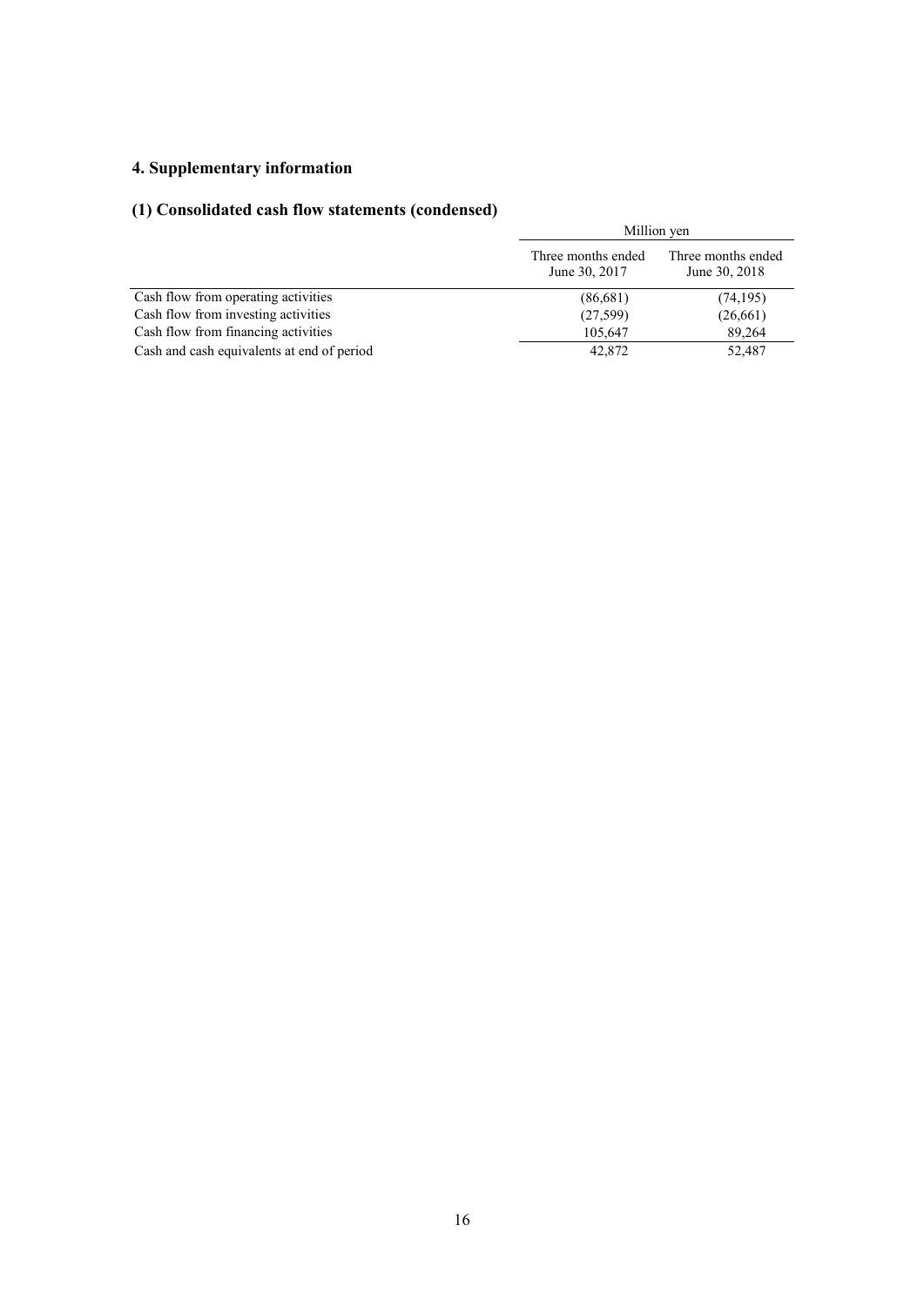# 4. Supplementary information

## (1) Consolidated cash flow statements (condensed)

| | Million yen | |
|---|---|---|
| | Three months ended June 30, 2017 | Three months ended June 30, 2018 |
| Cash flow from operating activities | (86,681) | (74,195) |
| Cash flow from investing activities | (27,599) | (26,661) |
| Cash flow from financing activities | 105,647 | 89,264 |
| Cash and cash equivalents at end of period | 42,872 | 52,487 |